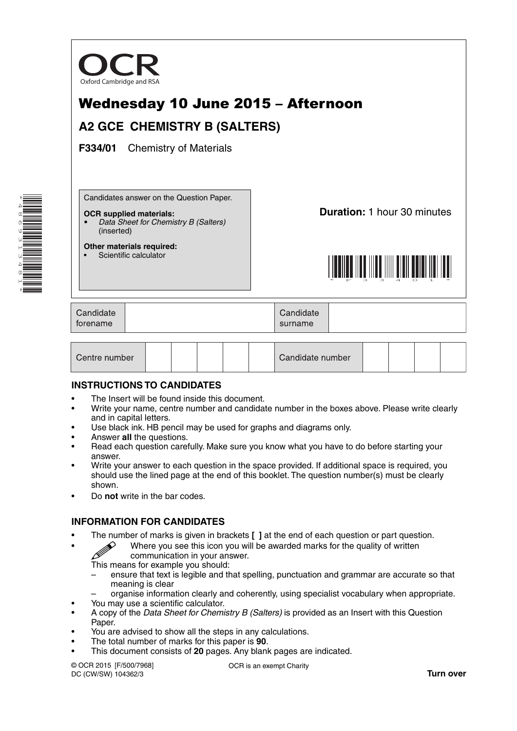OCR
Oxford Cambridge and RSA

# Wednesday 10 June 2015 – Afternoon

## A2 GCE CHEMISTRY B (SALTERS)

**F334/01** Chemistry of Materials

Candidates answer on the Question Paper.

**OCR supplied materials:**
- *Data Sheet for Chemistry B (Salters)* (inserted)

**Other materials required:**
- Scientific calculator

**Duration:** 1 hour 30 minutes

| Candidate forename | | Candidate surname | |
|---|---|---|---|

| Centre number | | | | | | Candidate number | | | | |
|---|---|---|---|---|---|---|---|---|---|---|

### INSTRUCTIONS TO CANDIDATES

- The Insert will be found inside this document.
- Write your name, centre number and candidate number in the boxes above. Please write clearly and in capital letters.
- Use black ink. HB pencil may be used for graphs and diagrams only.
- Answer **all** the questions.
- Read each question carefully. Make sure you know what you have to do before starting your answer.
- Write your answer to each question in the space provided. If additional space is required, you should use the lined page at the end of this booklet. The question number(s) must be clearly shown.
- Do **not** write in the bar codes.

### INFORMATION FOR CANDIDATES

- The number of marks is given in brackets **[ ]** at the end of each question or part question.
- Where you see this icon you will be awarded marks for the quality of written communication in your answer.
  This means for example you should:
  - ensure that text is legible and that spelling, punctuation and grammar are accurate so that meaning is clear
  - organise information clearly and coherently, using specialist vocabulary when appropriate.
- You may use a scientific calculator.
- A copy of the *Data Sheet for Chemistry B (Salters)* is provided as an Insert with this Question Paper.
- You are advised to show all the steps in any calculations.
- The total number of marks for this paper is **90**.
- This document consists of **20** pages. Any blank pages are indicated.

© OCR 2015 [F/500/7968]
DC (CW/SW) 104362/3

OCR is an exempt Charity

**Turn over**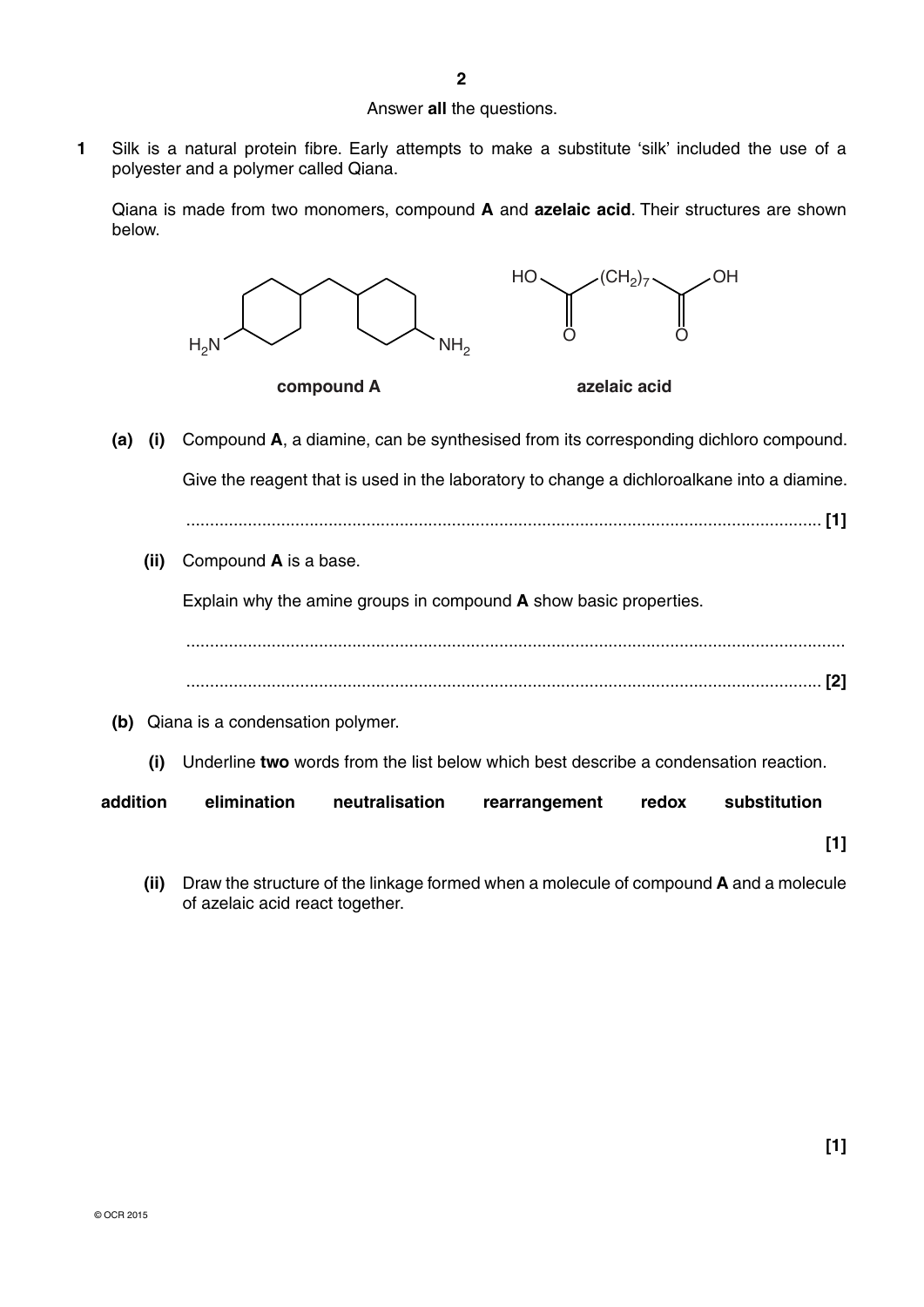Answer **all** the questions.

**1** Silk is a natural protein fibre. Early attempts to make a substitute 'silk' included the use of a polyester and a polymer called Qiana.

Qiana is made from two monomers, compound **A** and **azelaic acid**. Their structures are shown below.

$H_2N$ $NH_2$

**compound A**

HO $(CH_2)_7$ OH

O O

**azelaic acid**

**(a) (i)** Compound **A**, a diamine, can be synthesised from its corresponding dichloro compound.

Give the reagent that is used in the laboratory to change a dichloroalkane into a diamine.

....................................................................................................................................... **[1]**

**(ii)** Compound **A** is a base.

Explain why the amine groups in compound **A** show basic properties.

.......................................................................................................................................

....................................................................................................................................... **[2]**

**(b)** Qiana is a condensation polymer.

**(i)** Underline **two** words from the list below which best describe a condensation reaction.

**addition** **elimination** **neutralisation** **rearrangement** **redox** **substitution**

**[1]**

**(ii)** Draw the structure of the linkage formed when a molecule of compound **A** and a molecule of azelaic acid react together.

**[1]**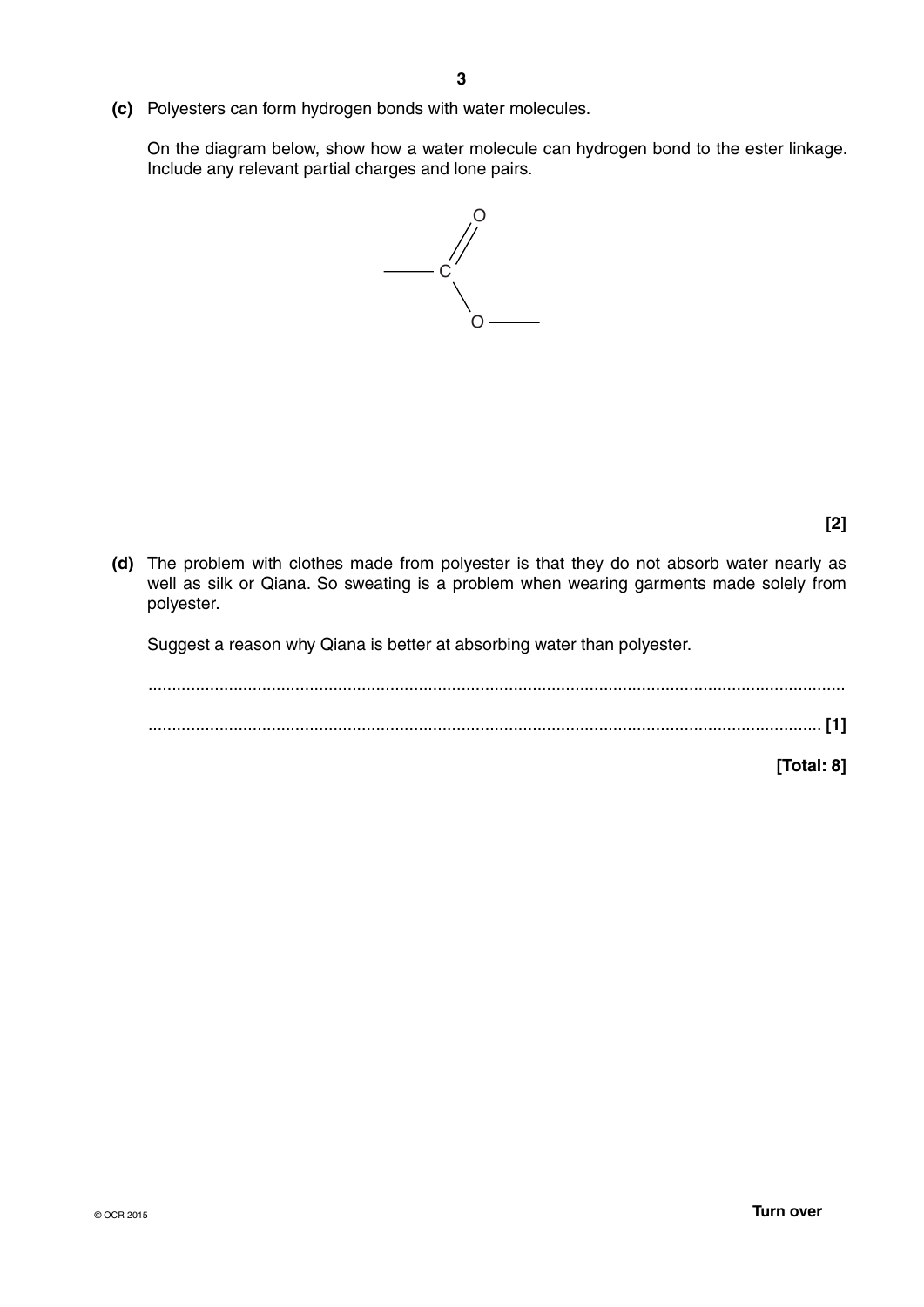**(c)** Polyesters can form hydrogen bonds with water molecules.

On the diagram below, show how a water molecule can hydrogen bond to the ester linkage. Include any relevant partial charges and lone pairs.

**[2]**

**(d)** The problem with clothes made from polyester is that they do not absorb water nearly as well as silk or Qiana. So sweating is a problem when wearing garments made solely from polyester.

Suggest a reason why Qiana is better at absorbing water than polyester.

...................................................................................................................................................

............................................................................................................................................. **[1]**

**[Total: 8]**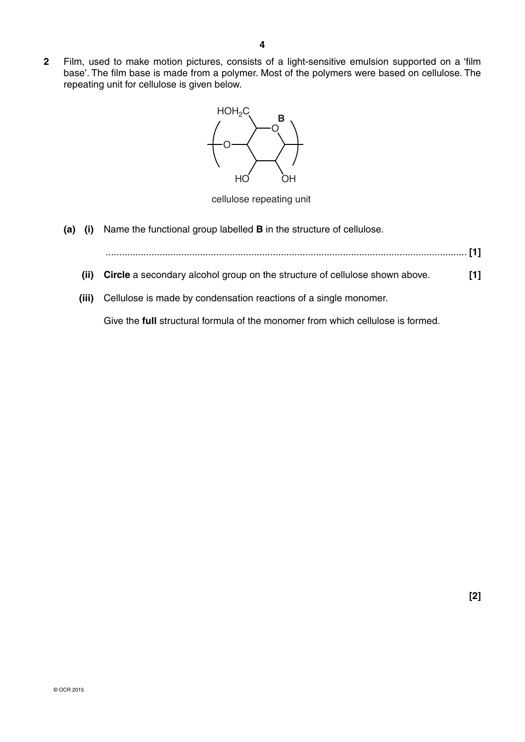**2** Film, used to make motion pictures, consists of a light-sensitive emulsion supported on a 'film base'. The film base is made from a polymer. Most of the polymers were based on cellulose. The repeating unit for cellulose is given below.

$HOH_2C$

**B**

O

O

HO OH

cellulose repeating unit

**(a) (i)** Name the functional group labelled **B** in the structure of cellulose.

...................................................................................................................................... **[1]**

**(ii)** **Circle** a secondary alcohol group on the structure of cellulose shown above. **[1]**

**(iii)** Cellulose is made by condensation reactions of a single monomer.

Give the **full** structural formula of the monomer from which cellulose is formed.

**[2]**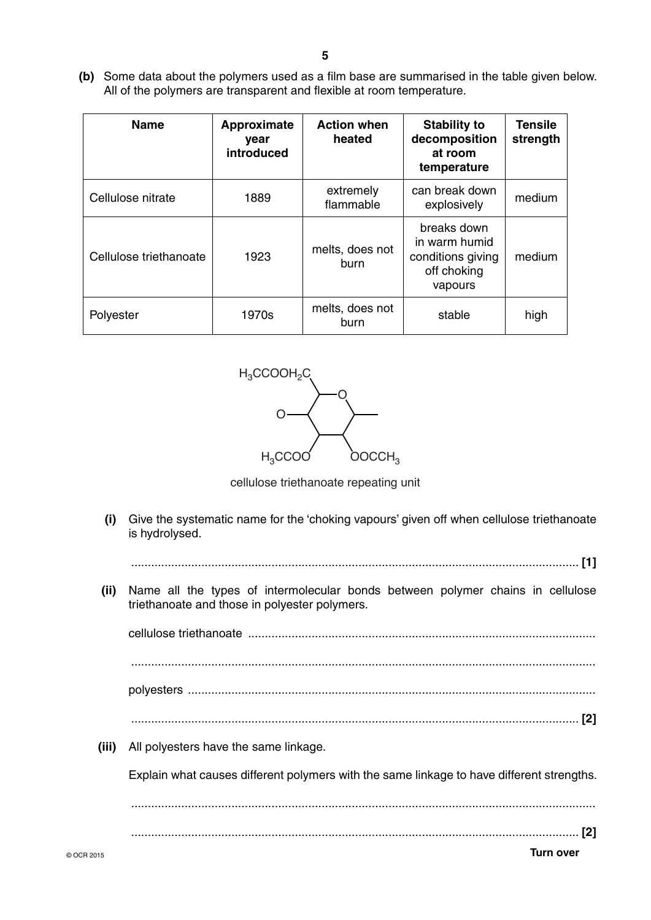**(b)** Some data about the polymers used as a film base are summarised in the table given below. All of the polymers are transparent and flexible at room temperature.

| Name | Approximate year introduced | Action when heated | Stability to decomposition at room temperature | Tensile strength |
|---|---|---|---|---|
| Cellulose nitrate | 1889 | extremely flammable | can break down explosively | medium |
| Cellulose triethanoate | 1923 | melts, does not burn | breaks down in warm humid conditions giving off choking vapours | medium |
| Polyester | 1970s | melts, does not burn | stable | high |

$H_3CCOOH_2C$

O

O

$H_3CCOO$

$OOCCH_3$

cellulose triethanoate repeating unit

**(i)** Give the systematic name for the 'choking vapours' given off when cellulose triethanoate is hydrolysed.

.................................................................................................................................... **[1]**

**(ii)** Name all the types of intermolecular bonds between polymer chains in cellulose triethanoate and those in polyester polymers.

cellulose triethanoate ......................................................................................................

....................................................................................................................................

polyesters .........................................................................................................................

.................................................................................................................................... **[2]**

**(iii)** All polyesters have the same linkage.

Explain what causes different polymers with the same linkage to have different strengths.

....................................................................................................................................

.................................................................................................................................... **[2]**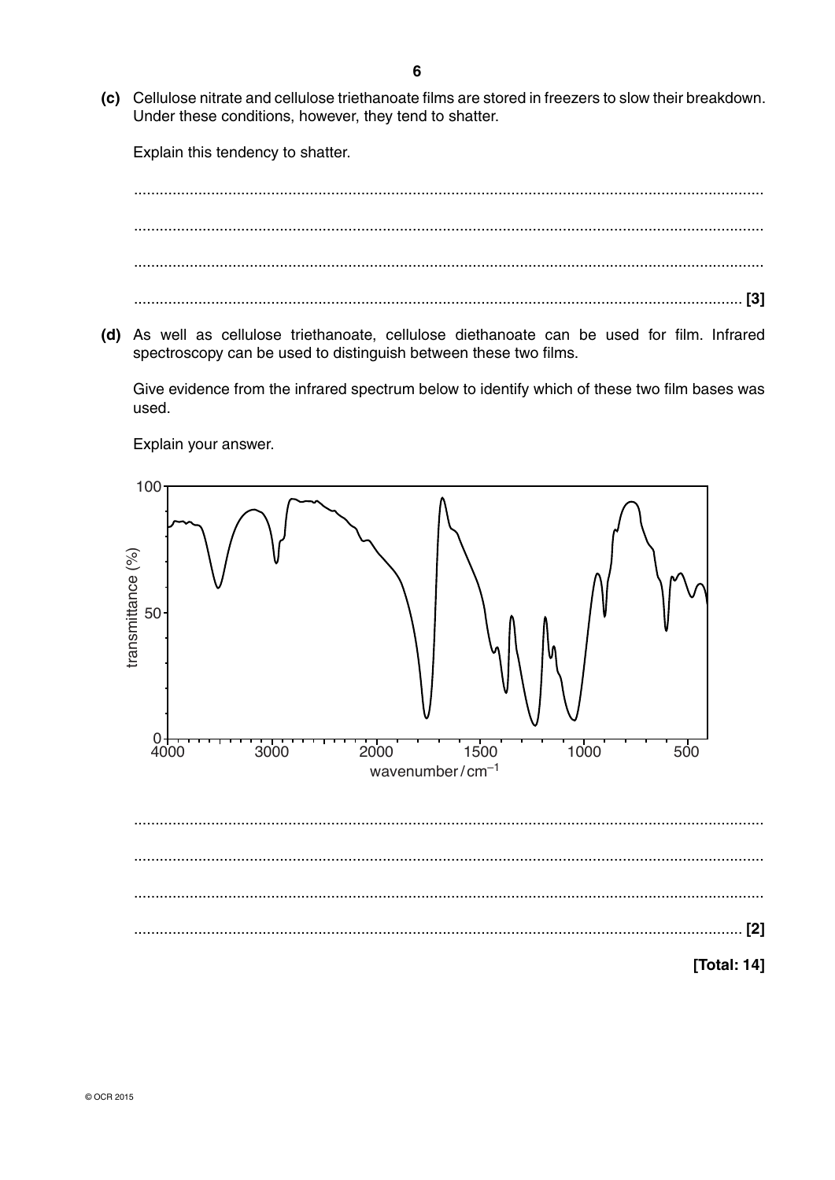**(c)** Cellulose nitrate and cellulose triethanoate films are stored in freezers to slow their breakdown. Under these conditions, however, they tend to shatter.

Explain this tendency to shatter.

...................................................................................................................................................

...................................................................................................................................................

...................................................................................................................................................

............................................................................................................................................. **[3]**

**(d)** As well as cellulose triethanoate, cellulose diethanoate can be used for film. Infrared spectroscopy can be used to distinguish between these two films.

Give evidence from the infrared spectrum below to identify which of these two film bases was used.

Explain your answer.

100

50

0

transmittance (%)

4000 3000 2000 1500 1000 500

wavenumber / $cm^{-1}$

...................................................................................................................................................

...................................................................................................................................................

...................................................................................................................................................

............................................................................................................................................. **[2]**

**[Total: 14]**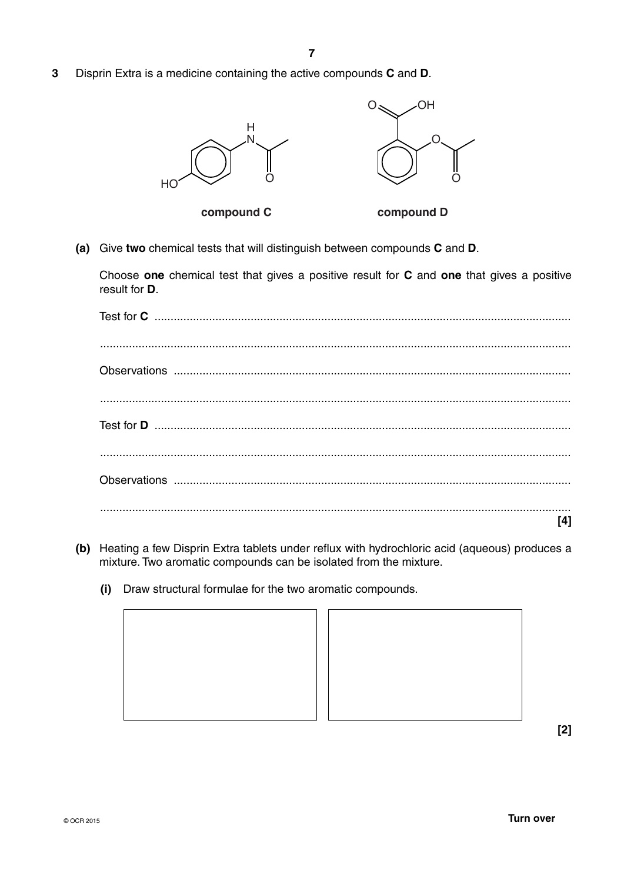**3** Disprin Extra is a medicine containing the active compounds **C** and **D**.

compound **C**

compound **D**

**(a)** Give **two** chemical tests that will distinguish between compounds **C** and **D**.

Choose **one** chemical test that gives a positive result for **C** and **one** that gives a positive result for **D**.

Test for **C** ..........................................................................................................................

..........................................................................................................................................

Observations ........................................................................................................................

..........................................................................................................................................

Test for **D** ..........................................................................................................................

..........................................................................................................................................

Observations ........................................................................................................................

.......................................................................................................................................... **[4]**

**(b)** Heating a few Disprin Extra tablets under reflux with hydrochloric acid (aqueous) produces a mixture. Two aromatic compounds can be isolated from the mixture.

**(i)** Draw structural formulae for the two aromatic compounds.

**[2]**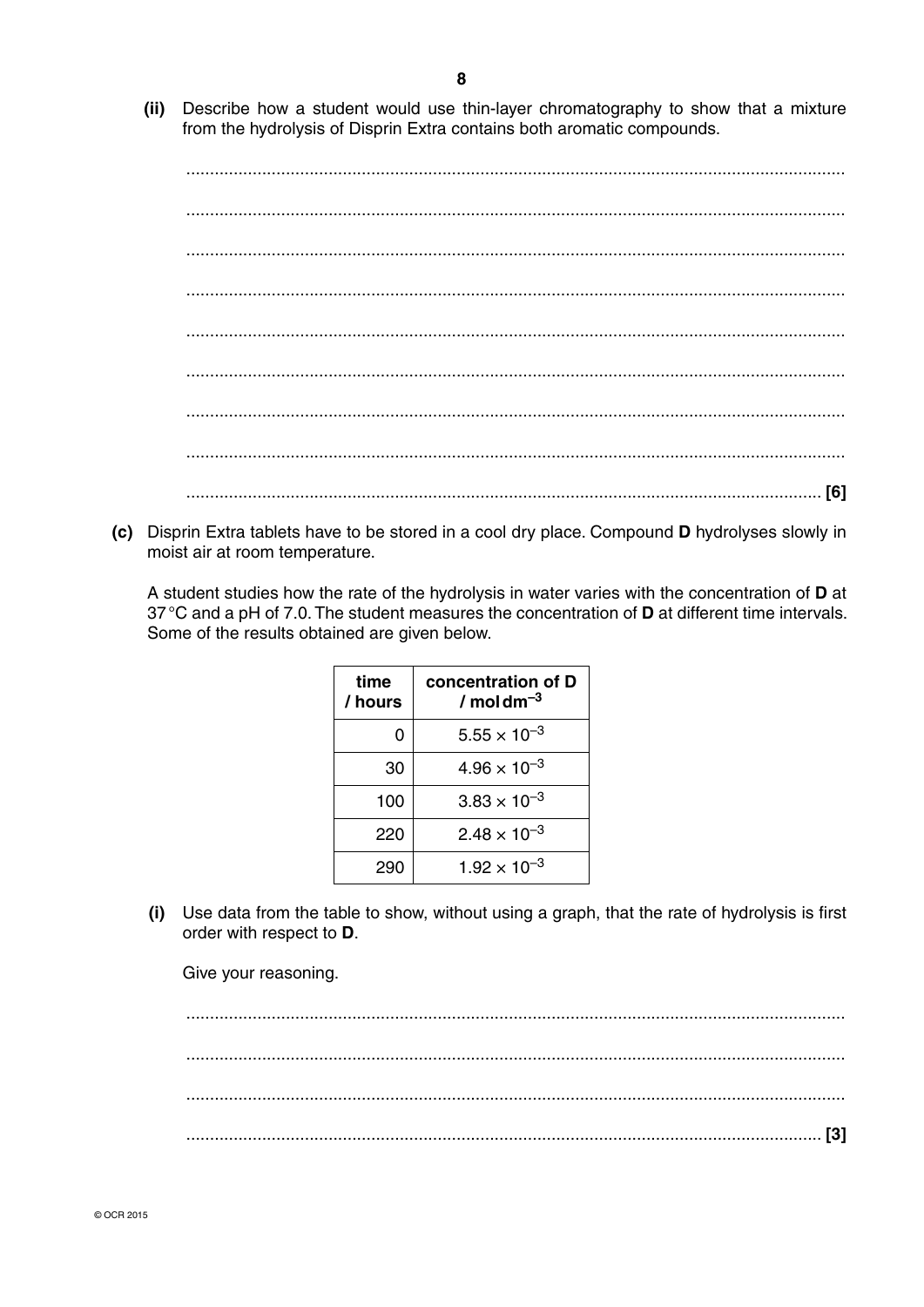**(ii)** Describe how a student would use thin-layer chromatography to show that a mixture from the hydrolysis of Disprin Extra contains both aromatic compounds.

..........................................................................................................................................

..........................................................................................................................................

..........................................................................................................................................

..........................................................................................................................................

..........................................................................................................................................

..........................................................................................................................................

..........................................................................................................................................

..........................................................................................................................................

.................................................................................................................................... **[6]**

**(c)** Disprin Extra tablets have to be stored in a cool dry place. Compound **D** hydrolyses slowly in moist air at room temperature.

A student studies how the rate of the hydrolysis in water varies with the concentration of **D** at 37 °C and a pH of 7.0. The student measures the concentration of **D** at different time intervals. Some of the results obtained are given below.

| time / hours | concentration of D / mol dm$^{-3}$ |
|---|---|
| 0 | $5.55 \times 10^{-3}$ |
| 30 | $4.96 \times 10^{-3}$ |
| 100 | $3.83 \times 10^{-3}$ |
| 220 | $2.48 \times 10^{-3}$ |
| 290 | $1.92 \times 10^{-3}$ |

**(i)** Use data from the table to show, without using a graph, that the rate of hydrolysis is first order with respect to **D**.

Give your reasoning.

..........................................................................................................................................

..........................................................................................................................................

..........................................................................................................................................

.................................................................................................................................... **[3]**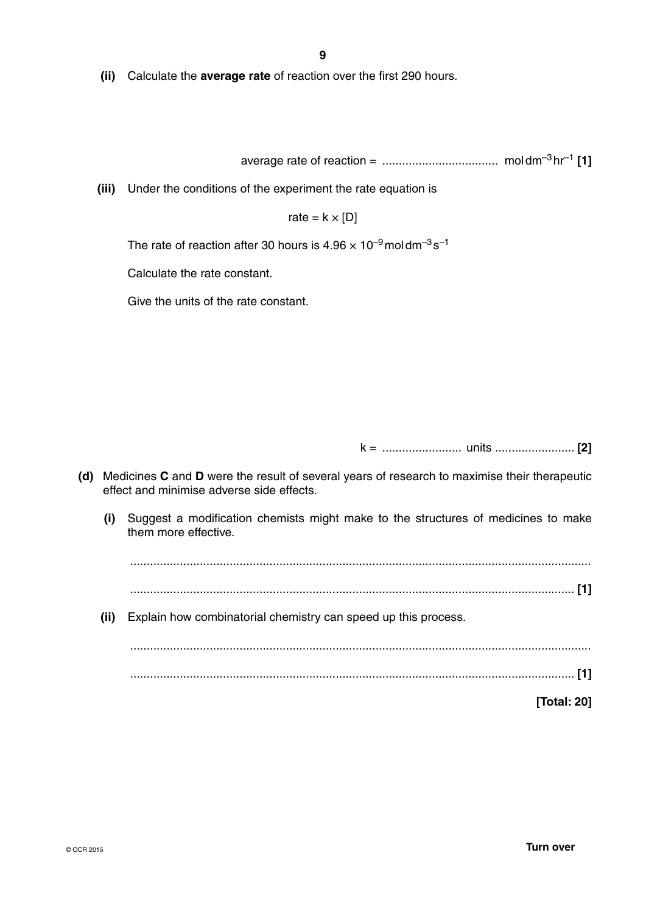**(ii)** Calculate the **average rate** of reaction over the first 290 hours.

average rate of reaction = .................................. $mol\,dm^{-3}\,hr^{-1}$ **[1]**

**(iii)** Under the conditions of the experiment the rate equation is

rate = k × [D]

The rate of reaction after 30 hours is $4.96 \times 10^{-9}\,mol\,dm^{-3}\,s^{-1}$

Calculate the rate constant.

Give the units of the rate constant.

k = ........................ units ........................ **[2]**

**(d)** Medicines **C** and **D** were the result of several years of research to maximise their therapeutic effect and minimise adverse side effects.

**(i)** Suggest a modification chemists might make to the structures of medicines to make them more effective.

..........................................................................................................................................

.................................................................................................................................... **[1]**

**(ii)** Explain how combinatorial chemistry can speed up this process.

..........................................................................................................................................

.................................................................................................................................... **[1]**

**[Total: 20]**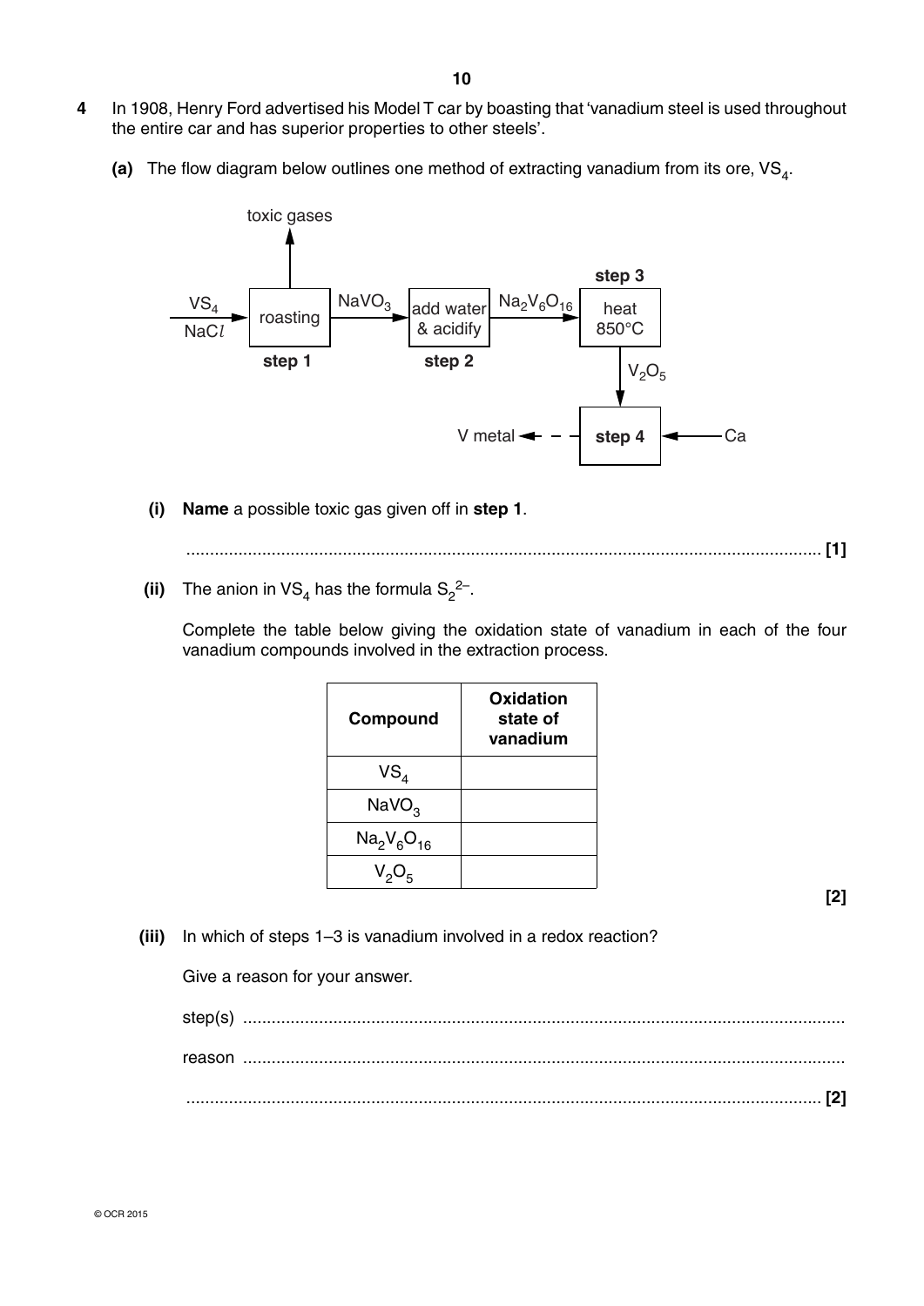4 In 1908, Henry Ford advertised his Model T car by boasting that 'vanadium steel is used throughout the entire car and has superior properties to other steels'.

**(a)** The flow diagram below outlines one method of extracting vanadium from its ore, $VS_4$.

toxic gases

$VS_4$

NaC*l*

roasting

**step 1**

$NaVO_3$

add water & acidify

**step 2**

$Na_2V_6O_{16}$

**step 3**

heat 850°C

$V_2O_5$

V metal

**step 4**

Ca

**(i)** **Name** a possible toxic gas given off in **step 1**.

...................................................................................................................................... **[1]**

**(ii)** The anion in $VS_4$ has the formula $S_2^{2-}$.

Complete the table below giving the oxidation state of vanadium in each of the four vanadium compounds involved in the extraction process.

| Compound | Oxidation state of vanadium |
|---|---|
| $VS_4$ | |
| $NaVO_3$ | |
| $Na_2V_6O_{16}$ | |
| $V_2O_5$ | |

**[2]**

**(iii)** In which of steps 1–3 is vanadium involved in a redox reaction?

Give a reason for your answer.

step(s) ..............................................................................................................................

reason ..............................................................................................................................

...................................................................................................................................... **[2]**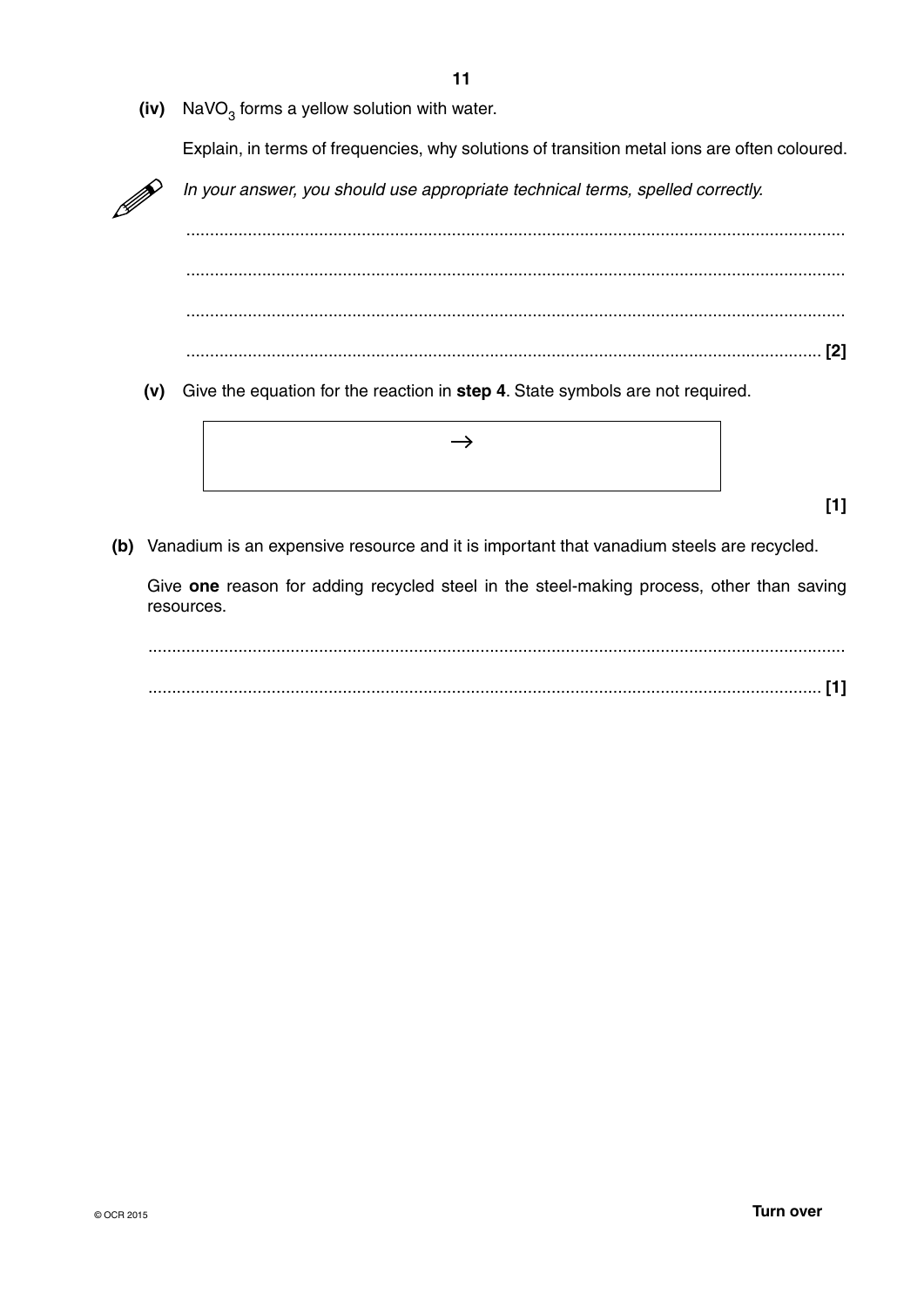**(iv)** $NaVO_3$ forms a yellow solution with water.

Explain, in terms of frequencies, why solutions of transition metal ions are often coloured.

*In your answer, you should use appropriate technical terms, spelled correctly.*

..........................................................................................................................................

..........................................................................................................................................

..........................................................................................................................................

.................................................................................................................................... **[2]**

**(v)** Give the equation for the reaction in **step 4**. State symbols are not required.

$\rightarrow$

**[1]**

**(b)** Vanadium is an expensive resource and it is important that vanadium steels are recycled.

Give **one** reason for adding recycled steel in the steel-making process, other than saving resources.

..........................................................................................................................................

.................................................................................................................................... **[1]**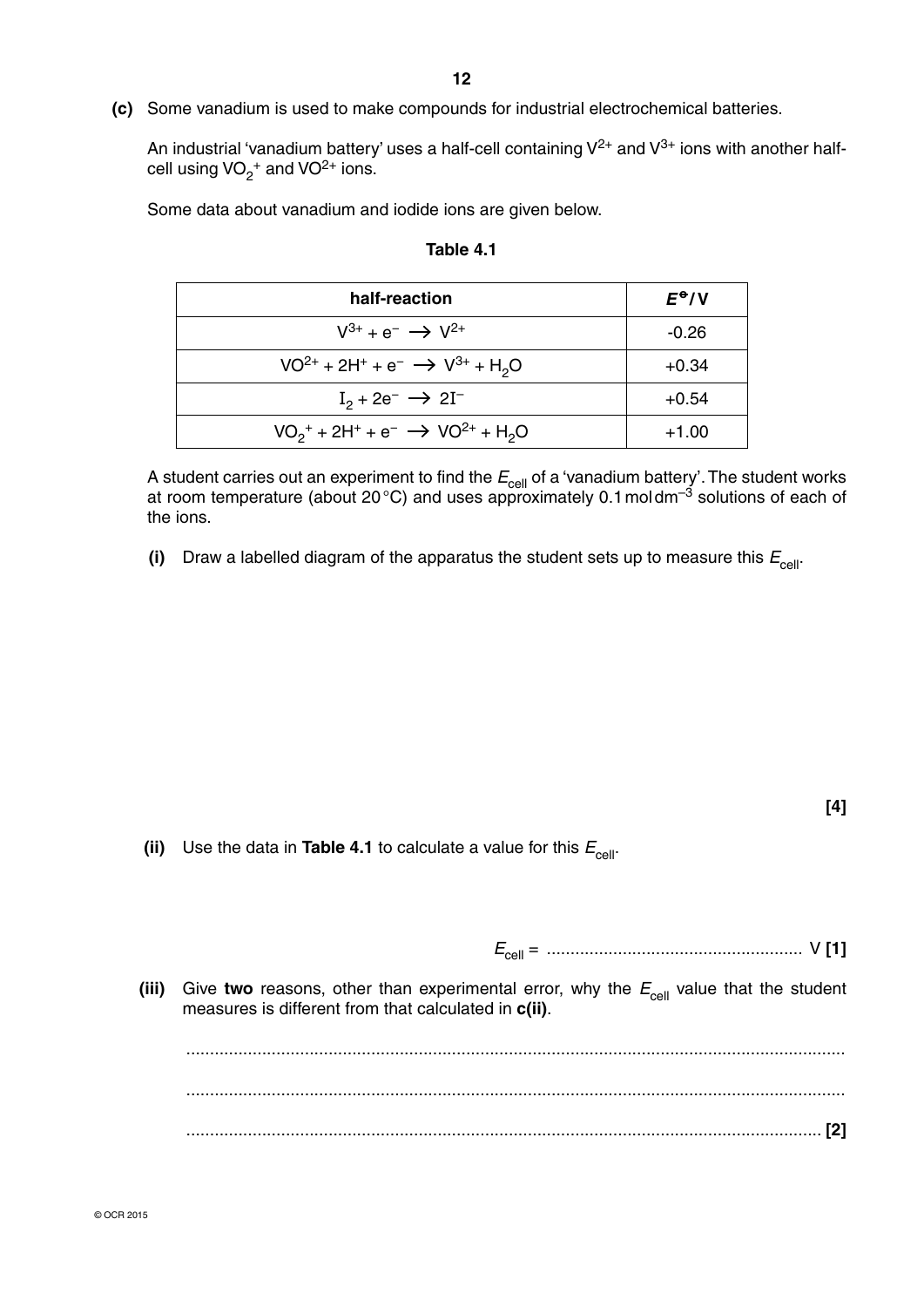**(c)** Some vanadium is used to make compounds for industrial electrochemical batteries.

An industrial 'vanadium battery' uses a half-cell containing $V^{2+}$ and $V^{3+}$ ions with another half-cell using $VO_2^+$ and $VO^{2+}$ ions.

Some data about vanadium and iodide ions are given below.

**Table 4.1**

| half-reaction | $E^\ominus$/V |
|---|---|
| $V^{3+} + e^- \rightarrow V^{2+}$ | -0.26 |
| $VO^{2+} + 2H^+ + e^- \rightarrow V^{3+} + H_2O$ | +0.34 |
| $I_2 + 2e^- \rightarrow 2I^-$ | +0.54 |
| $VO_2^+ + 2H^+ + e^- \rightarrow VO^{2+} + H_2O$ | +1.00 |

A student carries out an experiment to find the $E_{cell}$ of a 'vanadium battery'. The student works at room temperature (about 20 °C) and uses approximately 0.1 mol dm$^{-3}$ solutions of each of the ions.

**(i)** Draw a labelled diagram of the apparatus the student sets up to measure this $E_{cell}$.

**[4]**

**(ii)** Use the data in **Table 4.1** to calculate a value for this $E_{cell}$.

$E_{cell}$ = ...................................................... V **[1]**

**(iii)** Give **two** reasons, other than experimental error, why the $E_{cell}$ value that the student measures is different from that calculated in **c(ii)**.

..........................................................................................................................................

..........................................................................................................................................

..................................................................................................................................... **[2]**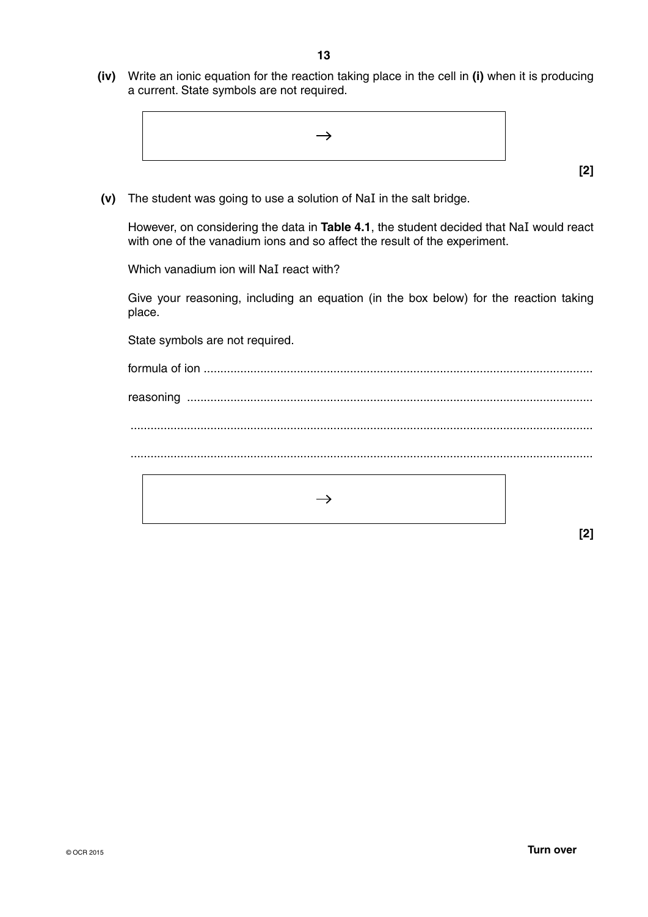**(iv)** Write an ionic equation for the reaction taking place in the cell in **(i)** when it is producing a current. State symbols are not required.

$$\rightarrow$$

**[2]**

**(v)** The student was going to use a solution of NaI in the salt bridge.

However, on considering the data in **Table 4.1**, the student decided that NaI would react with one of the vanadium ions and so affect the result of the experiment.

Which vanadium ion will NaI react with?

Give your reasoning, including an equation (in the box below) for the reaction taking place.

State symbols are not required.

formula of ion ....................................................................................................................

reasoning ..........................................................................................................................

..........................................................................................................................................

..........................................................................................................................................

$$\rightarrow$$

**[2]**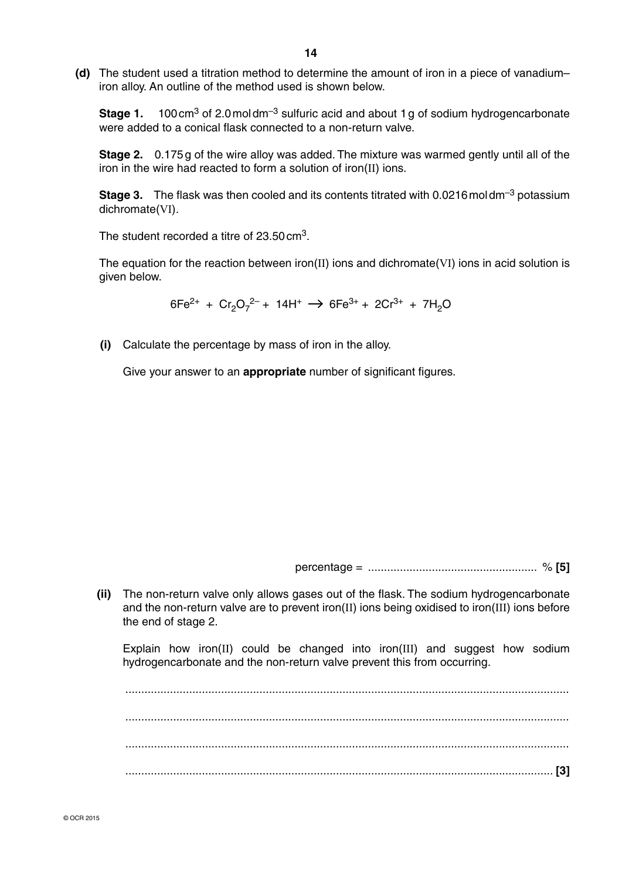**(d)** The student used a titration method to determine the amount of iron in a piece of vanadium–iron alloy. An outline of the method used is shown below.

**Stage 1.** 100 $cm^3$ of 2.0 mol $dm^{-3}$ sulfuric acid and about 1 g of sodium hydrogencarbonate were added to a conical flask connected to a non-return valve.

**Stage 2.** 0.175 g of the wire alloy was added. The mixture was warmed gently until all of the iron in the wire had reacted to form a solution of iron(II) ions.

**Stage 3.** The flask was then cooled and its contents titrated with 0.0216 mol $dm^{-3}$ potassium dichromate(VI).

The student recorded a titre of 23.50 $cm^3$.

The equation for the reaction between iron(II) ions and dichromate(VI) ions in acid solution is given below.

$$6Fe^{2+} + Cr_2O_7^{2-} + 14H^+ \rightarrow 6Fe^{3+} + 2Cr^{3+} + 7H_2O$$

**(i)** Calculate the percentage by mass of iron in the alloy.

Give your answer to an **appropriate** number of significant figures.

percentage = .................................................... % **[5]**

**(ii)** The non-return valve only allows gases out of the flask. The sodium hydrogencarbonate and the non-return valve are to prevent iron(II) ions being oxidised to iron(III) ions before the end of stage 2.

Explain how iron(II) could be changed into iron(III) and suggest how sodium hydrogencarbonate and the non-return valve prevent this from occurring.

...........................................................................................................................................

...........................................................................................................................................

...........................................................................................................................................

...................................................................................................................................... **[3]**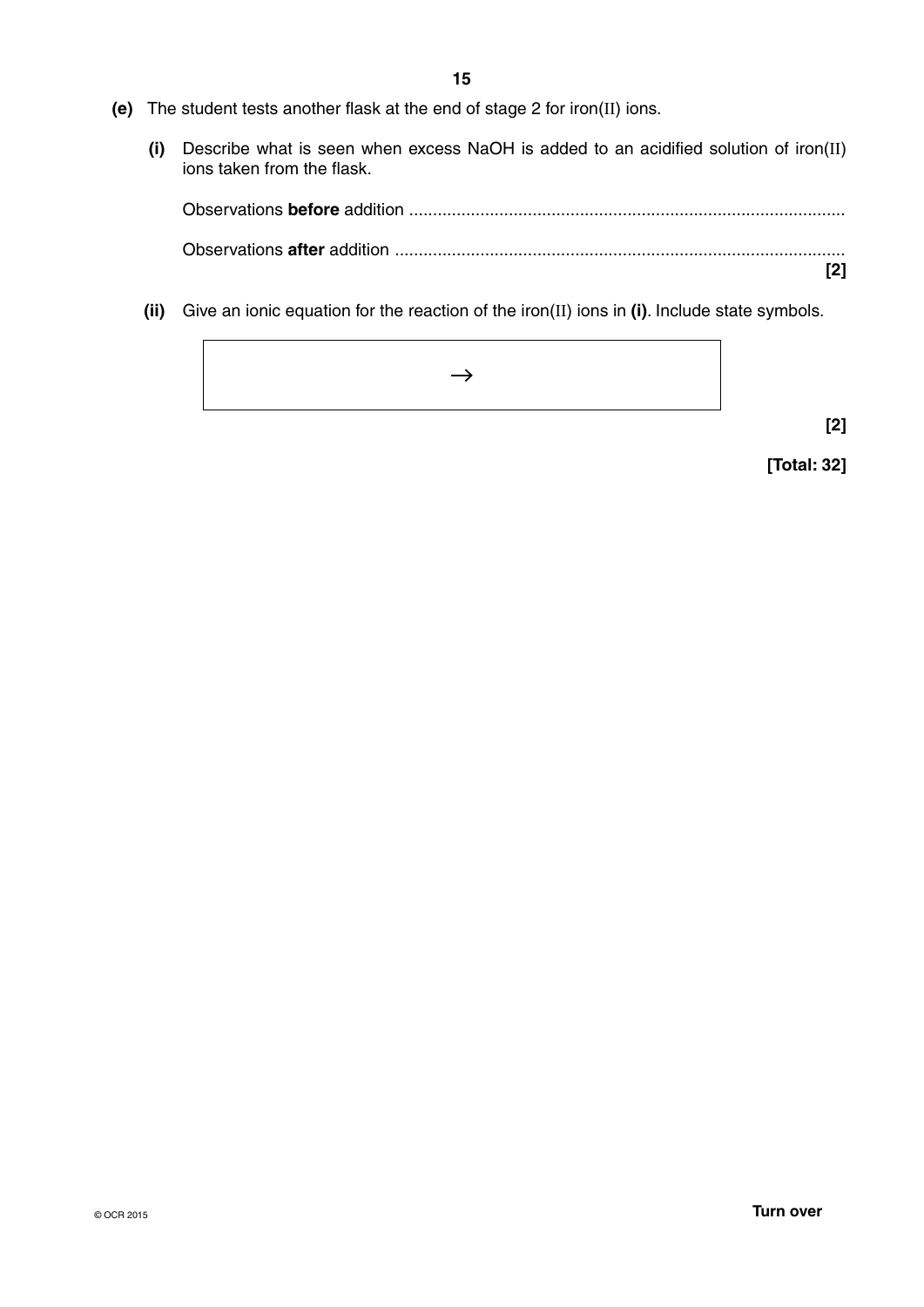**(e)** The student tests another flask at the end of stage 2 for iron(II) ions.

**(i)** Describe what is seen when excess NaOH is added to an acidified solution of iron(II) ions taken from the flask.

Observations **before** addition ..........................................................................................

Observations **after** addition ............................................................................................

**[2]**

**(ii)** Give an ionic equation for the reaction of the iron(II) ions in **(i)**. Include state symbols.

$$\rightarrow$$

**[2]**

**[Total: 32]**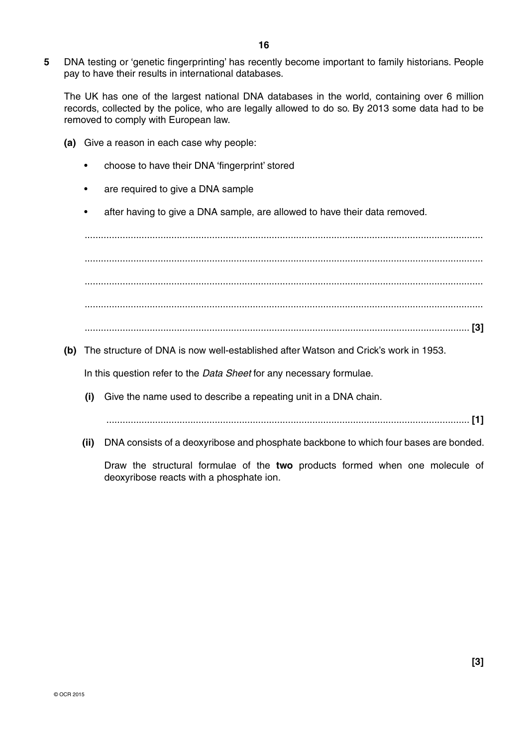**5** DNA testing or 'genetic fingerprinting' has recently become important to family historians. People pay to have their results in international databases.

The UK has one of the largest national DNA databases in the world, containing over 6 million records, collected by the police, who are legally allowed to do so. By 2013 some data had to be removed to comply with European law.

**(a)** Give a reason in each case why people:

- choose to have their DNA 'fingerprint' stored
- are required to give a DNA sample
- after having to give a DNA sample, are allowed to have their data removed.

..........................................................................................................................................

..........................................................................................................................................

..........................................................................................................................................

..........................................................................................................................................

.................................................................................................................................... **[3]**

**(b)** The structure of DNA is now well-established after Watson and Crick's work in 1953.

In this question refer to the *Data Sheet* for any necessary formulae.

**(i)** Give the name used to describe a repeating unit in a DNA chain.

.................................................................................................................................... **[1]**

**(ii)** DNA consists of a deoxyribose and phosphate backbone to which four bases are bonded.

Draw the structural formulae of the **two** products formed when one molecule of deoxyribose reacts with a phosphate ion.

**[3]**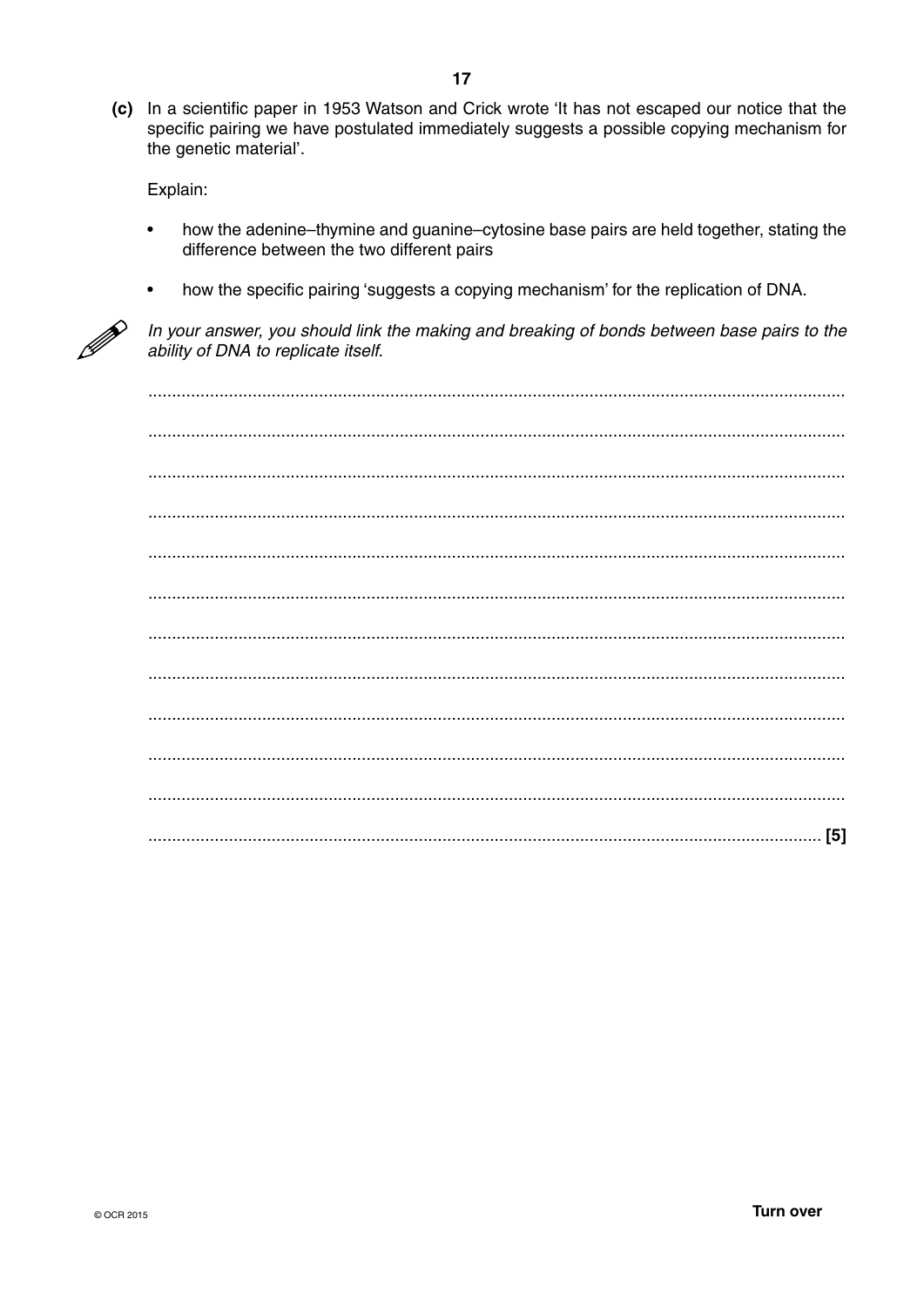**(c)** In a scientific paper in 1953 Watson and Crick wrote 'It has not escaped our notice that the specific pairing we have postulated immediately suggests a possible copying mechanism for the genetic material'.

Explain:

- how the adenine–thymine and guanine–cytosine base pairs are held together, stating the difference between the two different pairs
- how the specific pairing 'suggests a copying mechanism' for the replication of DNA.

*In your answer, you should link the making and breaking of bonds between base pairs to the ability of DNA to replicate itself.*

..........................................................................................................................................

..........................................................................................................................................

..........................................................................................................................................

..........................................................................................................................................

..........................................................................................................................................

..........................................................................................................................................

..........................................................................................................................................

..........................................................................................................................................

..........................................................................................................................................

..........................................................................................................................................

..........................................................................................................................................

.................................................................................................................................... [5]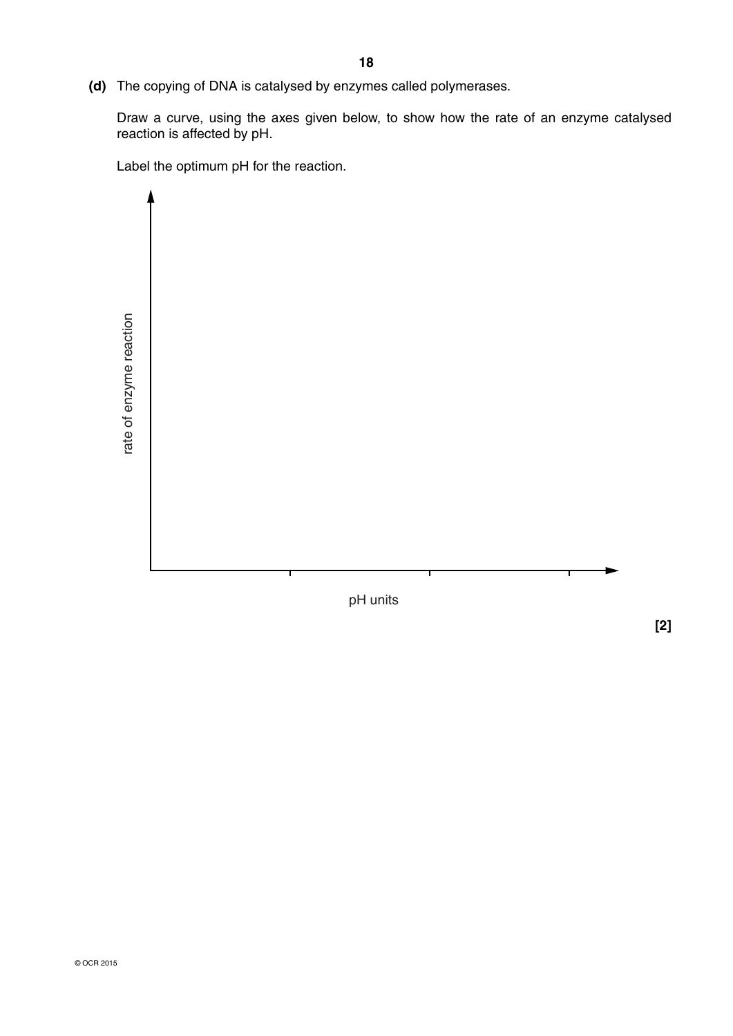**(d)** The copying of DNA is catalysed by enzymes called polymerases.

Draw a curve, using the axes given below, to show how the rate of an enzyme catalysed reaction is affected by pH.

Label the optimum pH for the reaction.

rate of enzyme reaction

pH units

**[2]**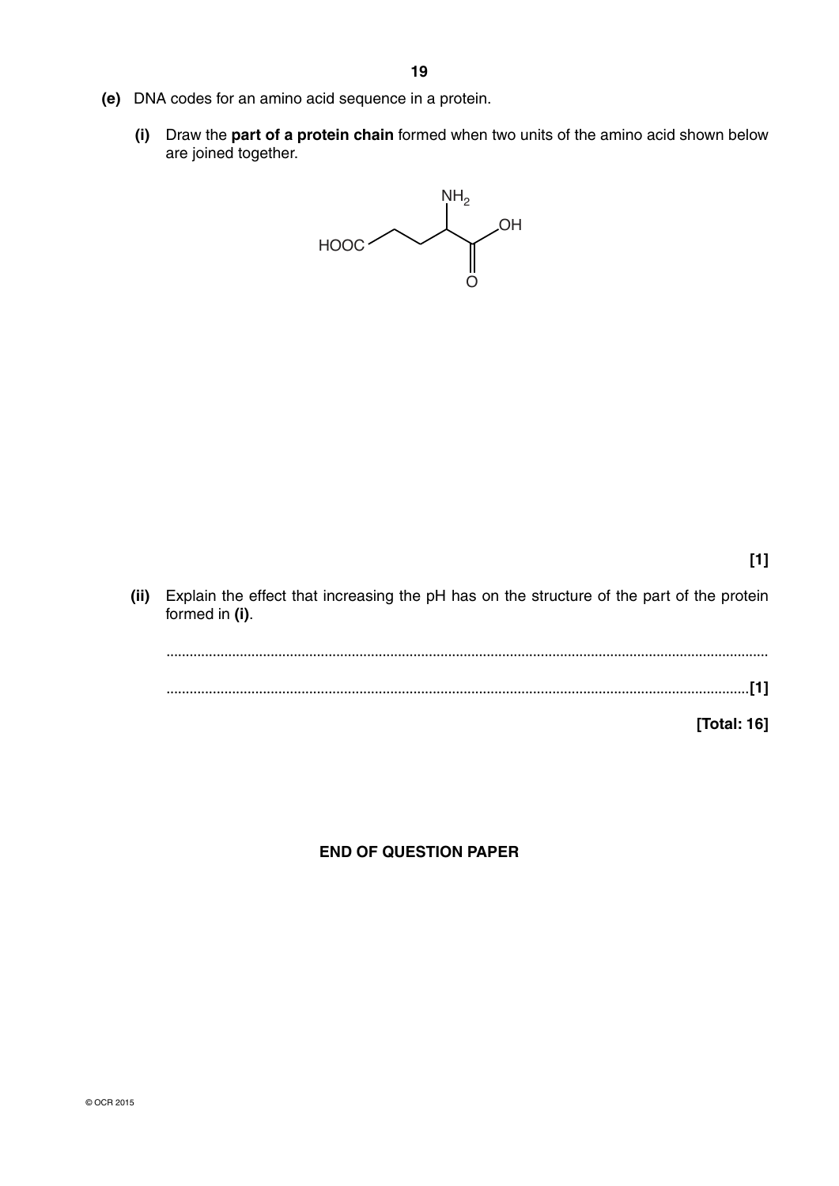**(e)** DNA codes for an amino acid sequence in a protein.

**(i)** Draw the **part of a protein chain** formed when two units of the amino acid shown below are joined together.

$NH_2$

HOOC OH

O

**[1]**

**(ii)** Explain the effect that increasing the pH has on the structure of the part of the protein formed in **(i)**.

...........................................................................................................................................

...........................................................................................................................................**[1]**

**[Total: 16]**

**END OF QUESTION PAPER**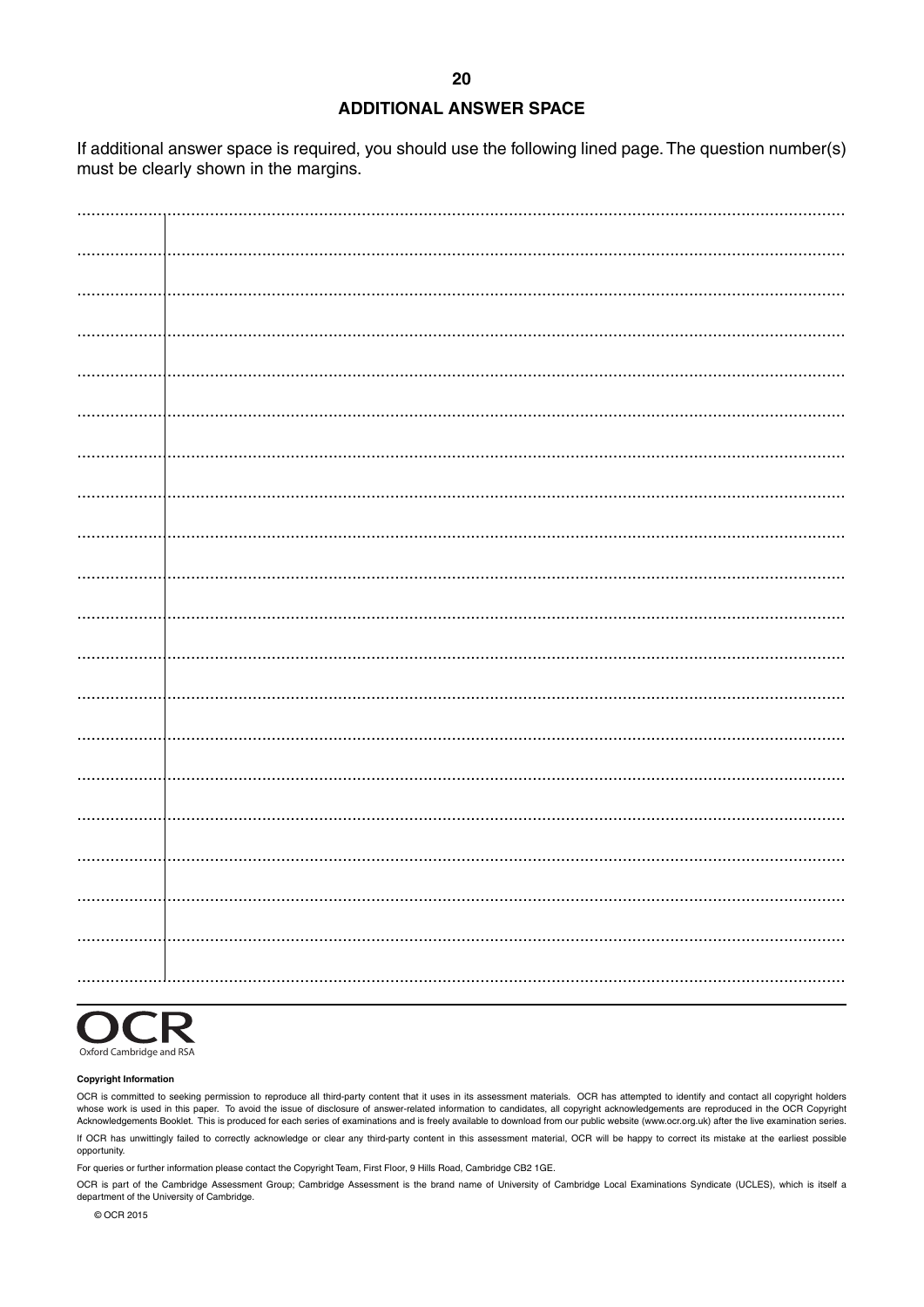## ADDITIONAL ANSWER SPACE

If additional answer space is required, you should use the following lined page. The question number(s) must be clearly shown in the margins.

OCR
Oxford Cambridge and RSA

**Copyright Information**

OCR is committed to seeking permission to reproduce all third-party content that it uses in its assessment materials. OCR has attempted to identify and contact all copyright holders whose work is used in this paper. To avoid the issue of disclosure of answer-related information to candidates, all copyright acknowledgements are reproduced in the OCR Copyright Acknowledgements Booklet. This is produced for each series of examinations and is freely available to download from our public website (www.ocr.org.uk) after the live examination series.

If OCR has unwittingly failed to correctly acknowledge or clear any third-party content in this assessment material, OCR will be happy to correct its mistake at the earliest possible opportunity.

For queries or further information please contact the Copyright Team, First Floor, 9 Hills Road, Cambridge CB2 1GE.

OCR is part of the Cambridge Assessment Group; Cambridge Assessment is the brand name of University of Cambridge Local Examinations Syndicate (UCLES), which is itself a department of the University of Cambridge.

© OCR 2015